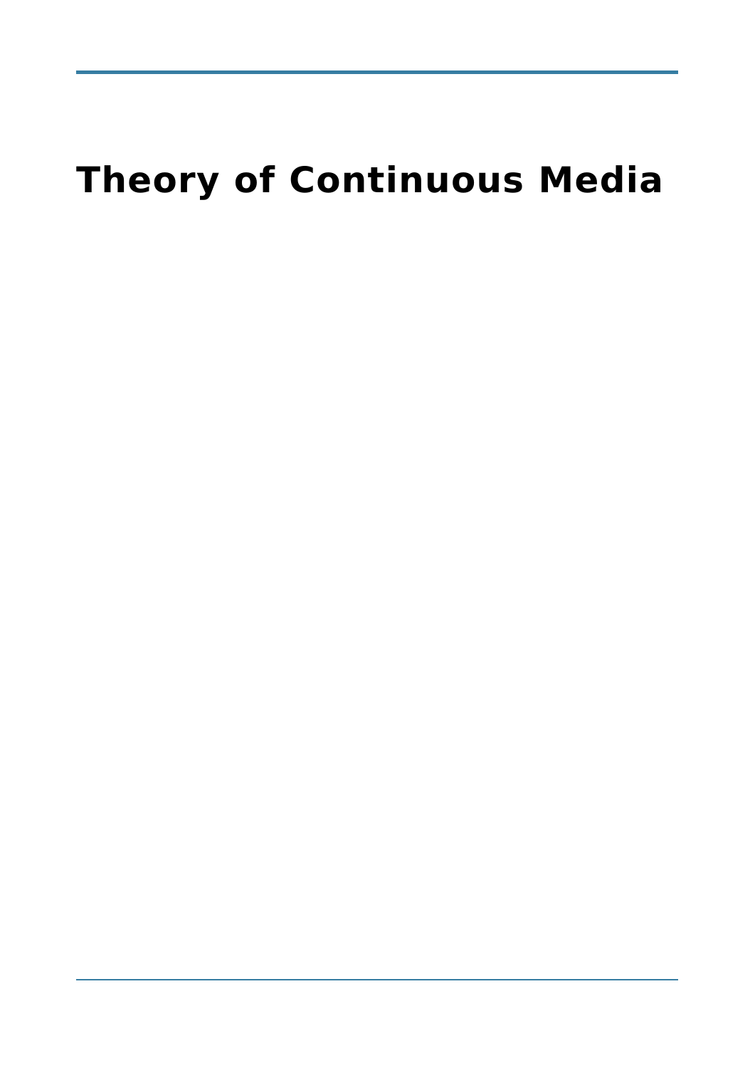# Theory of Continuous Media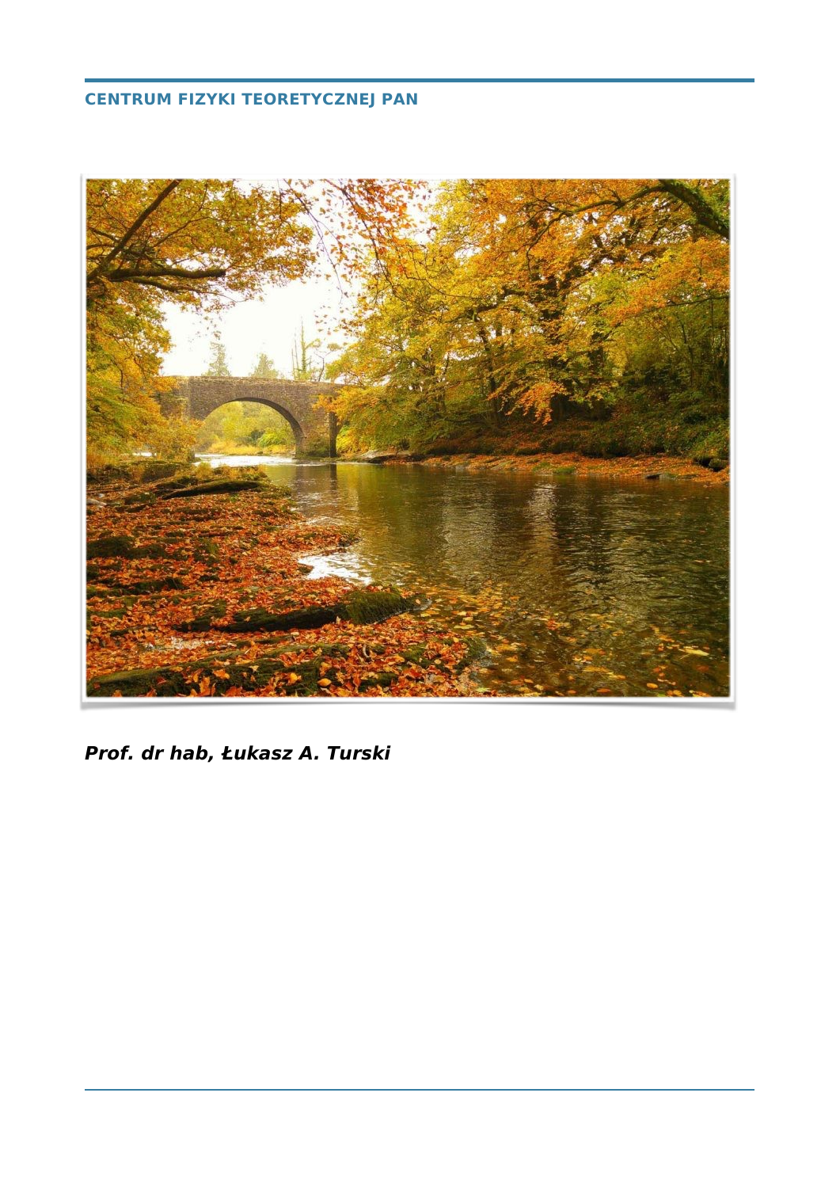**CENTRUM FIZYKI TEORETYCZNEJ PAN**

***Prof. dr hab, Łukasz A. Turski***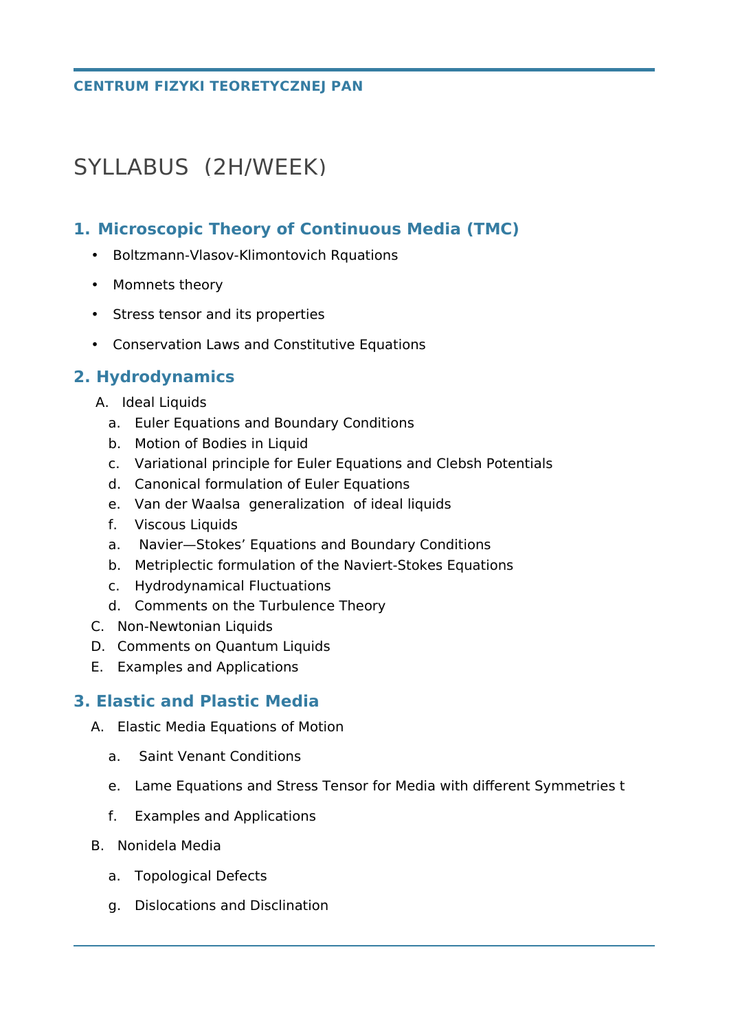**CENTRUM FIZYKI TEORETYCZNEJ PAN**

# SYLLABUS (2H/WEEK)

## 1. Microscopic Theory of Continuous Media (TMC)

- Boltzmann-Vlasov-Klimontovich Rquations
- Momnets theory
- Stress tensor and its properties
- Conservation Laws and Constitutive Equations

## 2. Hydrodynamics

A. Ideal Liquids
   a. Euler Equations and Boundary Conditions
   b. Motion of Bodies in Liquid
   c. Variational principle for Euler Equations and Clebsh Potentials
   d. Canonical formulation of Euler Equations
   e. Van der Waalsa generalization of ideal liquids
   f. Viscous Liquids
   a. Navier—Stokes' Equations and Boundary Conditions
   b. Metriplectic formulation of the Naviert-Stokes Equations
   c. Hydrodynamical Fluctuations
   d. Comments on the Turbulence Theory

C. Non-Newtonian Liquids

D. Comments on Quantum Liquids

E. Examples and Applications

## 3. Elastic and Plastic Media

A. Elastic Media Equations of Motion
   a. Saint Venant Conditions
   e. Lame Equations and Stress Tensor for Media with different Symmetries t
   f. Examples and Applications

B. Nonidela Media
   a. Topological Defects
   g. Dislocations and Disclination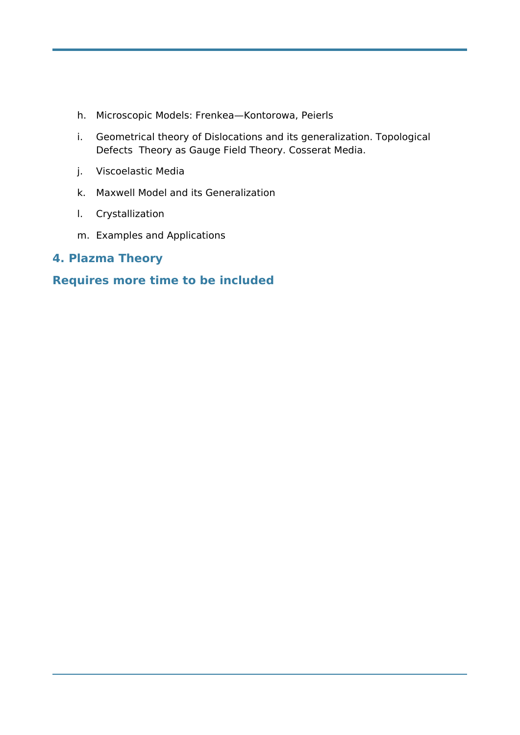h. Microscopic Models: Frenkea—Kontorowa, Peierls

i. Geometrical theory of Dislocations and its generalization. Topological Defects Theory as Gauge Field Theory. Cosserat Media.

j. Viscoelastic Media

k. Maxwell Model and its Generalization

l. Crystallization

m. Examples and Applications

## 4. Plazma Theory

## Requires more time to be included